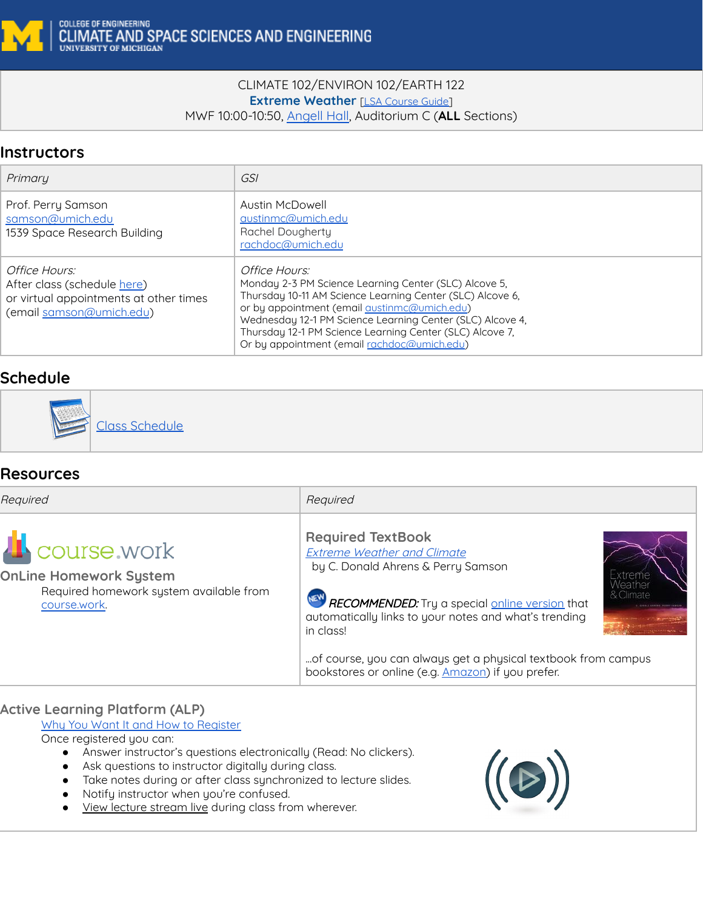COLLEGE OF ENGINEERING
CLIMATE AND SPACE SCIENCES AND ENGINEERING
UNIVERSITY OF MICHIGAN

CLIMATE 102/ENVIRON 102/EARTH 122

**Extreme Weather** [LSA Course Guide]

MWF 10:00-10:50, Angell Hall, Auditorium C (**ALL** Sections)

## Instructors

| *Primary* | *GSI* |
|---|---|
| Prof. Perry Samson<br>samson@umich.edu<br>1539 Space Research Building | Austin McDowell<br>austinmc@umich.edu<br>Rachel Dougherty<br>rachdoc@umich.edu |
| *Office Hours:*<br>After class (schedule here)<br>or virtual appointments at other times (email samson@umich.edu) | *Office Hours:*<br>Monday 2-3 PM Science Learning Center (SLC) Alcove 5,<br>Thursday 10-11 AM Science Learning Center (SLC) Alcove 6,<br>or by appointment (email austinmc@umich.edu)<br>Wednesday 12-1 PM Science Learning Center (SLC) Alcove 4,<br>Thursday 12-1 PM Science Learning Center (SLC) Alcove 7,<br>Or by appointment (email rachdoc@umich.edu) |

## Schedule

Class Schedule

## Resources

| *Required* | *Required* |
|---|---|
| course.work<br>**OnLine Homework System**<br>Required homework system available from course.work. | **Required TextBook**<br>*Extreme Weather and Climate*<br>by C. Donald Ahrens & Perry Samson<br><br>***RECOMMENDED:*** Try a special online version that automatically links to your notes and what's trending in class!<br><br>...of course, you can always get a physical textbook from campus bookstores or online (e.g. Amazon) if you prefer. |

### Active Learning Platform (ALP)

Why You Want It and How to Register

Once registered you can:

- Answer instructor's questions electronically (Read: No clickers).
- Ask questions to instructor digitally during class.
- Take notes during or after class synchronized to lecture slides.
- Notify instructor when you're confused.
- View lecture stream live during class from wherever.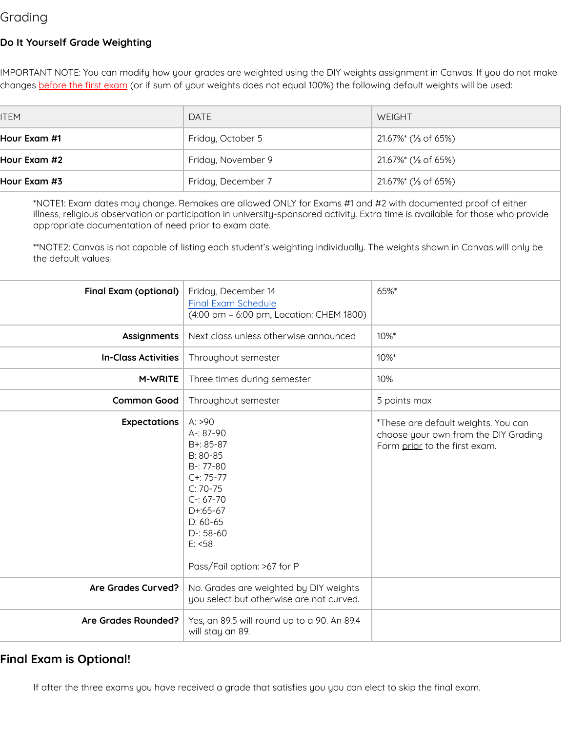# Grading

### Do It Yourself Grade Weighting

IMPORTANT NOTE: You can modify how your grades are weighted using the DIY weights assignment in Canvas. If you do not make changes before the first exam (or if sum of your weights does not equal 100%) the following default weights will be used:

| ITEM | DATE | WEIGHT |
|---|---|---|
| **Hour Exam #1** | Friday, October 5 | 21.67%* (⅓ of 65%) |
| **Hour Exam #2** | Friday, November 9 | 21.67%* (⅓ of 65%) |
| **Hour Exam #3** | Friday, December 7 | 21.67%* (⅓ of 65%) |
| *NOTE1: Exam dates may change. Remakes are allowed ONLY for Exams #1 and #2 with documented proof of either illness, religious observation or participation in university-sponsored activity. Extra time is available for those who provide appropriate documentation of need prior to exam date.<br><br>**NOTE2: Canvas is not capable of listing each student's weighting individually. The weights shown in Canvas will only be the default values. | | |
| **Final Exam (optional)** | Friday, December 14<br>Final Exam Schedule<br>(4:00 pm – 6:00 pm, Location: CHEM 1800) | 65%* |
| **Assignments** | Next class unless otherwise announced | 10%* |
| **In-Class Activities** | Throughout semester | 10%* |
| **M-WRITE** | Three times during semester | 10% |
| **Common Good** | Throughout semester | 5 points max |
| **Expectations** | A: >90<br>A-: 87-90<br>B+: 85-87<br>B: 80-85<br>B-: 77-80<br>C+: 75-77<br>C: 70-75<br>C-: 67-70<br>D+:65-67<br>D: 60-65<br>D-: 58-60<br>E: <58<br><br>Pass/Fail option: >67 for P | *These are default weights. You can choose your own from the DIY Grading Form prior to the first exam. |
| **Are Grades Curved?** | No. Grades are weighted by DIY weights you select but otherwise are not curved. | |
| **Are Grades Rounded?** | Yes, an 89.5 will round up to a 90. An 89.4 will stay an 89. | |

## Final Exam is Optional!

If after the three exams you have received a grade that satisfies you you can elect to skip the final exam.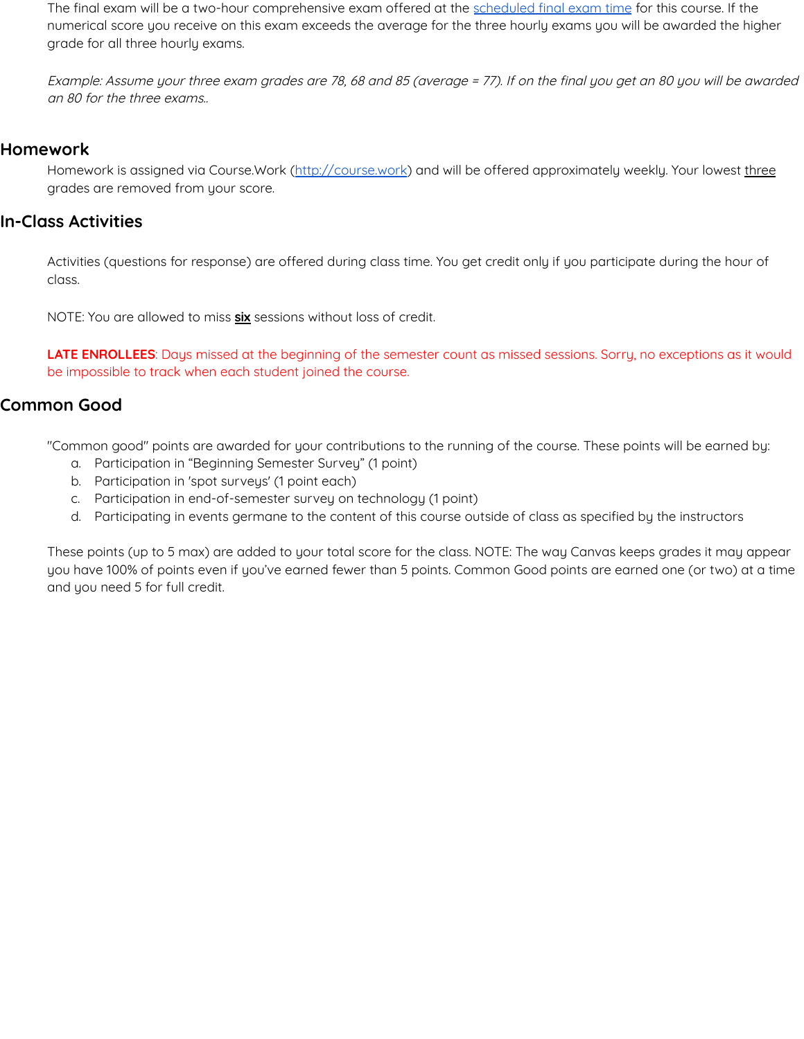The final exam will be a two-hour comprehensive exam offered at the [scheduled final exam time](#) for this course. If the numerical score you receive on this exam exceeds the average for the three hourly exams you will be awarded the higher grade for all three hourly exams.

*Example: Assume your three exam grades are 78, 68 and 85 (average = 77). If on the final you get an 80 you will be awarded an 80 for the three exams..*

## Homework

Homework is assigned via Course.Work ([http://course.work](http://course.work)) and will be offered approximately weekly. Your lowest <u>three</u> grades are removed from your score.

## In-Class Activities

Activities (questions for response) are offered during class time. You get credit only if you participate during the hour of class.

NOTE: You are allowed to miss <u>**six**</u> sessions without loss of credit.

**LATE ENROLLEES**: Days missed at the beginning of the semester count as missed sessions. Sorry, no exceptions as it would be impossible to track when each student joined the course.

## Common Good

"Common good" points are awarded for your contributions to the running of the course. These points will be earned by:

a. Participation in "Beginning Semester Survey" (1 point)
b. Participation in 'spot surveys' (1 point each)
c. Participation in end-of-semester survey on technology (1 point)
d. Participating in events germane to the content of this course outside of class as specified by the instructors

These points (up to 5 max) are added to your total score for the class. NOTE: The way Canvas keeps grades it may appear you have 100% of points even if you've earned fewer than 5 points. Common Good points are earned one (or two) at a time and you need 5 for full credit.